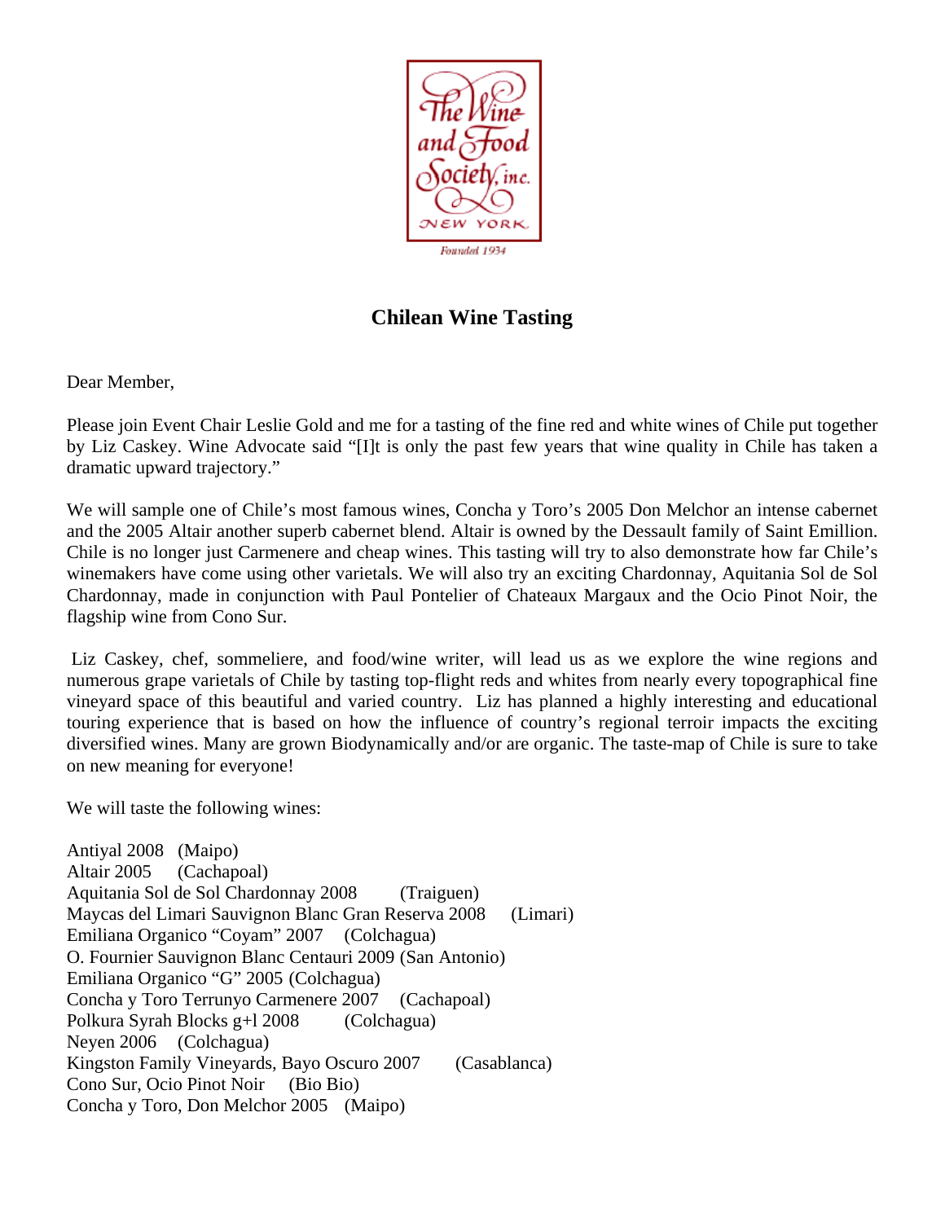The Wine and Food Society, inc. NEW YORK

Founded 1934

## Chilean Wine Tasting

Dear Member,

Please join Event Chair Leslie Gold and me for a tasting of the fine red and white wines of Chile put together by Liz Caskey. Wine Advocate said "[I]t is only the past few years that wine quality in Chile has taken a dramatic upward trajectory."

We will sample one of Chile's most famous wines, Concha y Toro's 2005 Don Melchor an intense cabernet and the 2005 Altair another superb cabernet blend. Altair is owned by the Dessault family of Saint Emillion. Chile is no longer just Carmenere and cheap wines. This tasting will try to also demonstrate how far Chile's winemakers have come using other varietals. We will also try an exciting Chardonnay, Aquitania Sol de Sol Chardonnay, made in conjunction with Paul Pontelier of Chateaux Margaux and the Ocio Pinot Noir, the flagship wine from Cono Sur.

Liz Caskey, chef, sommeliere, and food/wine writer, will lead us as we explore the wine regions and numerous grape varietals of Chile by tasting top-flight reds and whites from nearly every topographical fine vineyard space of this beautiful and varied country. Liz has planned a highly interesting and educational touring experience that is based on how the influence of country's regional terroir impacts the exciting diversified wines. Many are grown Biodynamically and/or are organic. The taste-map of Chile is sure to take on new meaning for everyone!

We will taste the following wines:

Antiyal 2008 (Maipo)
Altair 2005 (Cachapoal)
Aquitania Sol de Sol Chardonnay 2008 (Traiguen)
Maycas del Limari Sauvignon Blanc Gran Reserva 2008 (Limari)
Emiliana Organico "Coyam" 2007 (Colchagua)
O. Fournier Sauvignon Blanc Centauri 2009 (San Antonio)
Emiliana Organico "G" 2005 (Colchagua)
Concha y Toro Terrunyo Carmenere 2007 (Cachapoal)
Polkura Syrah Blocks g+l 2008 (Colchagua)
Neyen 2006 (Colchagua)
Kingston Family Vineyards, Bayo Oscuro 2007 (Casablanca)
Cono Sur, Ocio Pinot Noir (Bio Bio)
Concha y Toro, Don Melchor 2005 (Maipo)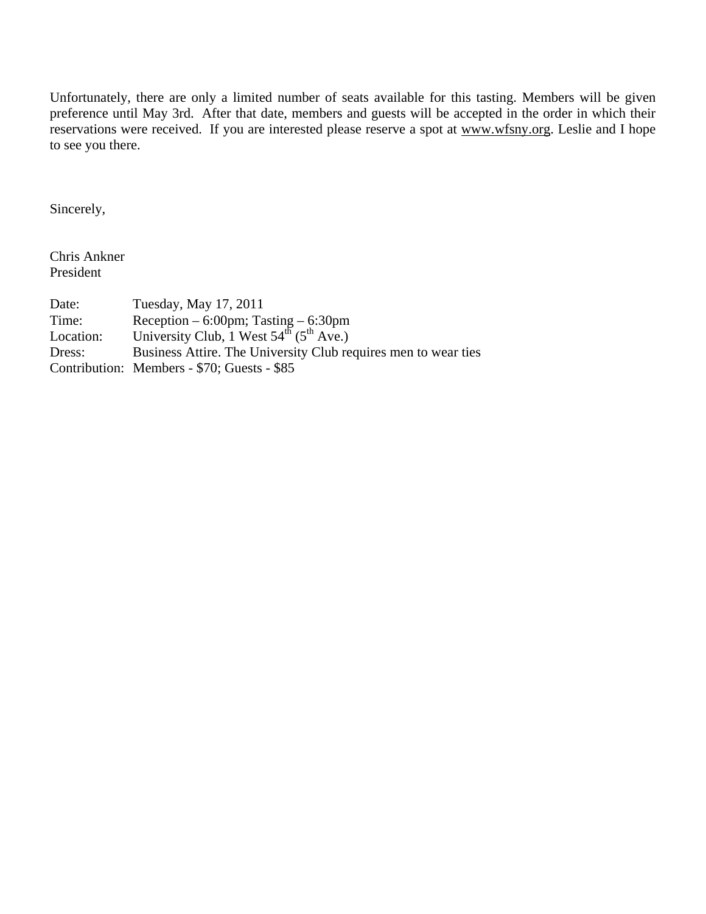Unfortunately, there are only a limited number of seats available for this tasting. Members will be given preference until May 3rd. After that date, members and guests will be accepted in the order in which their reservations were received. If you are interested please reserve a spot at www.wfsny.org. Leslie and I hope to see you there.

Sincerely,

Chris Ankner
President

| | |
|---|---|
| Date: | Tuesday, May 17, 2011 |
| Time: | Reception – 6:00pm; Tasting – 6:30pm |
| Location: | University Club, 1 West 54th (5th Ave.) |
| Dress: | Business Attire. The University Club requires men to wear ties |
| Contribution: | Members - $70; Guests - $85 |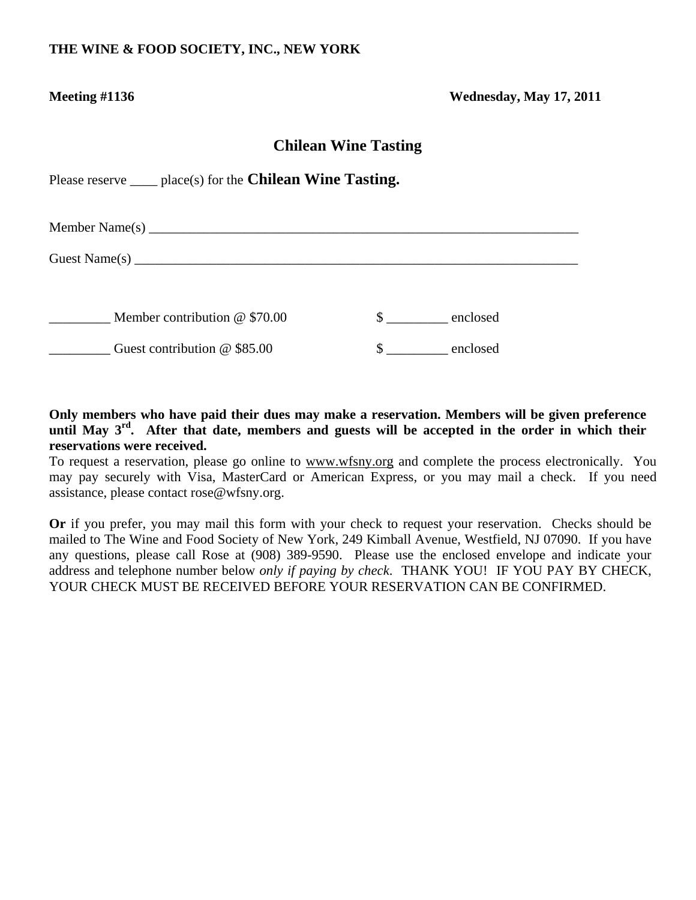**THE WINE & FOOD SOCIETY, INC., NEW YORK**

**Meeting #1136** **Wednesday, May 17, 2011**

## Chilean Wine Tasting

Please reserve ____ place(s) for the **Chilean Wine Tasting.**

Member Name(s) ________________________________________________________________

Guest Name(s) _________________________________________________________________

_________ Member contribution @ $70.00 $ _________ enclosed

_________ Guest contribution @ $85.00 $ _________ enclosed

**Only members who have paid their dues may make a reservation. Members will be given preference until May 3rd. After that date, members and guests will be accepted in the order in which their reservations were received.**

To request a reservation, please go online to www.wfsny.org and complete the process electronically. You may pay securely with Visa, MasterCard or American Express, or you may mail a check. If you need assistance, please contact rose@wfsny.org.

**Or** if you prefer, you may mail this form with your check to request your reservation. Checks should be mailed to The Wine and Food Society of New York, 249 Kimball Avenue, Westfield, NJ 07090. If you have any questions, please call Rose at (908) 389-9590. Please use the enclosed envelope and indicate your address and telephone number below *only if paying by check*. THANK YOU! IF YOU PAY BY CHECK, YOUR CHECK MUST BE RECEIVED BEFORE YOUR RESERVATION CAN BE CONFIRMED.